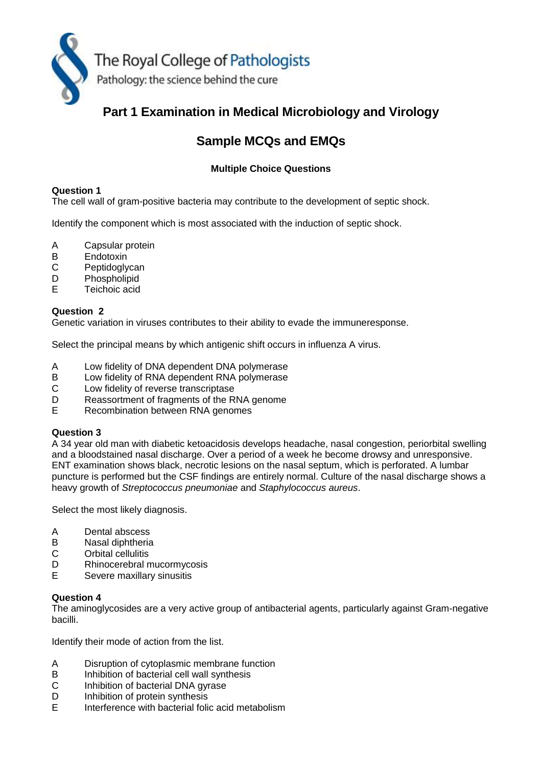The Royal College of Pathologists

Pathology: the science behind the cure

# Part 1 Examination in Medical Microbiology and Virology

## Sample MCQs and EMQs

### Multiple Choice Questions

**Question 1**
The cell wall of gram-positive bacteria may contribute to the development of septic shock.

Identify the component which is most associated with the induction of septic shock.

A Capsular protein
B Endotoxin
C Peptidoglycan
D Phospholipid
E Teichoic acid

**Question 2**
Genetic variation in viruses contributes to their ability to evade the immuneresponse.

Select the principal means by which antigenic shift occurs in influenza A virus.

A Low fidelity of DNA dependent DNA polymerase
B Low fidelity of RNA dependent RNA polymerase
C Low fidelity of reverse transcriptase
D Reassortment of fragments of the RNA genome
E Recombination between RNA genomes

**Question 3**
A 34 year old man with diabetic ketoacidosis develops headache, nasal congestion, periorbital swelling and a bloodstained nasal discharge. Over a period of a week he become drowsy and unresponsive. ENT examination shows black, necrotic lesions on the nasal septum, which is perforated. A lumbar puncture is performed but the CSF findings are entirely normal. Culture of the nasal discharge shows a heavy growth of *Streptococcus pneumoniae* and *Staphylococcus aureus*.

Select the most likely diagnosis.

A Dental abscess
B Nasal diphtheria
C Orbital cellulitis
D Rhinocerebral mucormycosis
E Severe maxillary sinusitis

**Question 4**
The aminoglycosides are a very active group of antibacterial agents, particularly against Gram-negative bacilli.

Identify their mode of action from the list.

A Disruption of cytoplasmic membrane function
B Inhibition of bacterial cell wall synthesis
C Inhibition of bacterial DNA gyrase
D Inhibition of protein synthesis
E Interference with bacterial folic acid metabolism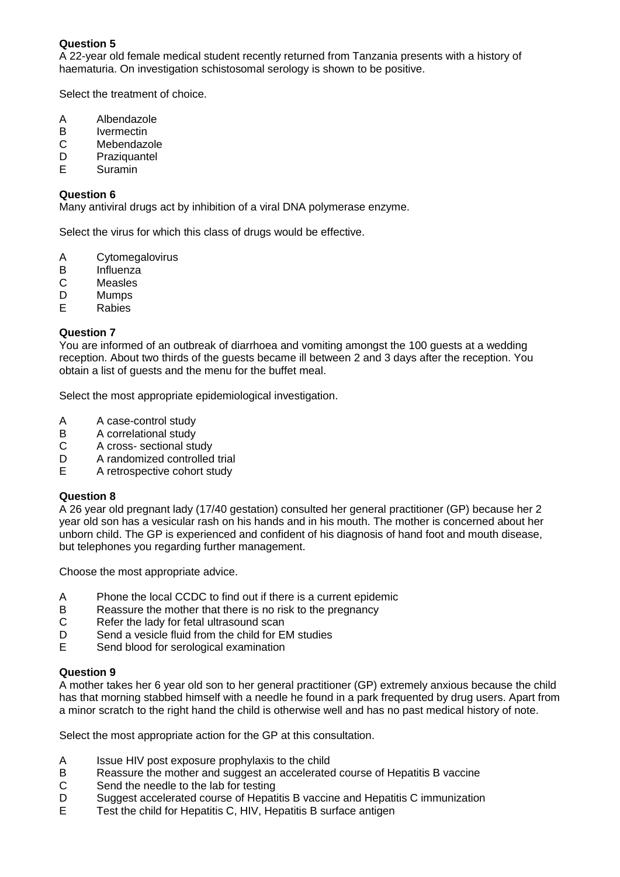**Question 5**
A 22-year old female medical student recently returned from Tanzania presents with a history of haematuria. On investigation schistosomal serology is shown to be positive.

Select the treatment of choice.

A Albendazole
B Ivermectin
C Mebendazole
D Praziquantel
E Suramin

**Question 6**
Many antiviral drugs act by inhibition of a viral DNA polymerase enzyme.

Select the virus for which this class of drugs would be effective.

A Cytomegalovirus
B Influenza
C Measles
D Mumps
E Rabies

**Question 7**
You are informed of an outbreak of diarrhoea and vomiting amongst the 100 guests at a wedding reception. About two thirds of the guests became ill between 2 and 3 days after the reception. You obtain a list of guests and the menu for the buffet meal.

Select the most appropriate epidemiological investigation.

A A case-control study
B A correlational study
C A cross- sectional study
D A randomized controlled trial
E A retrospective cohort study

**Question 8**
A 26 year old pregnant lady (17/40 gestation) consulted her general practitioner (GP) because her 2 year old son has a vesicular rash on his hands and in his mouth. The mother is concerned about her unborn child. The GP is experienced and confident of his diagnosis of hand foot and mouth disease, but telephones you regarding further management.

Choose the most appropriate advice.

A Phone the local CCDC to find out if there is a current epidemic
B Reassure the mother that there is no risk to the pregnancy
C Refer the lady for fetal ultrasound scan
D Send a vesicle fluid from the child for EM studies
E Send blood for serological examination

**Question 9**
A mother takes her 6 year old son to her general practitioner (GP) extremely anxious because the child has that morning stabbed himself with a needle he found in a park frequented by drug users. Apart from a minor scratch to the right hand the child is otherwise well and has no past medical history of note.

Select the most appropriate action for the GP at this consultation.

A Issue HIV post exposure prophylaxis to the child
B Reassure the mother and suggest an accelerated course of Hepatitis B vaccine
C Send the needle to the lab for testing
D Suggest accelerated course of Hepatitis B vaccine and Hepatitis C immunization
E Test the child for Hepatitis C, HIV, Hepatitis B surface antigen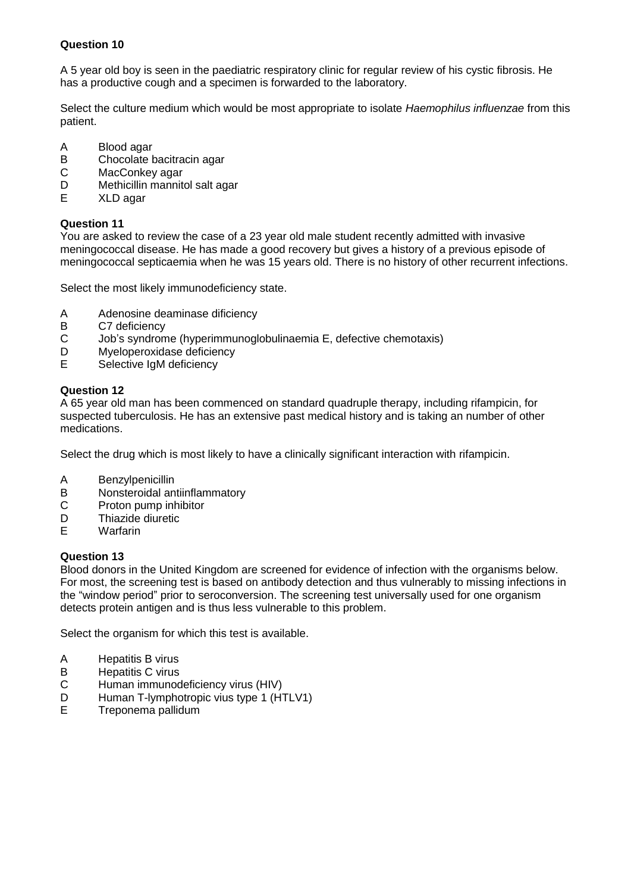**Question 10**

A 5 year old boy is seen in the paediatric respiratory clinic for regular review of his cystic fibrosis. He has a productive cough and a specimen is forwarded to the laboratory.

Select the culture medium which would be most appropriate to isolate *Haemophilus influenzae* from this patient.

A Blood agar
B Chocolate bacitracin agar
C MacConkey agar
D Methicillin mannitol salt agar
E XLD agar

**Question 11**

You are asked to review the case of a 23 year old male student recently admitted with invasive meningococcal disease. He has made a good recovery but gives a history of a previous episode of meningococcal septicaemia when he was 15 years old. There is no history of other recurrent infections.

Select the most likely immunodeficiency state.

A Adenosine deaminase dificiency
B C7 deficiency
C Job's syndrome (hyperimmunoglobulinaemia E, defective chemotaxis)
D Myeloperoxidase deficiency
E Selective IgM deficiency

**Question 12**

A 65 year old man has been commenced on standard quadruple therapy, including rifampicin, for suspected tuberculosis. He has an extensive past medical history and is taking an number of other medications.

Select the drug which is most likely to have a clinically significant interaction with rifampicin.

A Benzylpenicillin
B Nonsteroidal antiinflammatory
C Proton pump inhibitor
D Thiazide diuretic
E Warfarin

**Question 13**

Blood donors in the United Kingdom are screened for evidence of infection with the organisms below. For most, the screening test is based on antibody detection and thus vulnerably to missing infections in the "window period" prior to seroconversion. The screening test universally used for one organism detects protein antigen and is thus less vulnerable to this problem.

Select the organism for which this test is available.

A Hepatitis B virus
B Hepatitis C virus
C Human immunodeficiency virus (HIV)
D Human T-lymphotropic vius type 1 (HTLV1)
E Treponema pallidum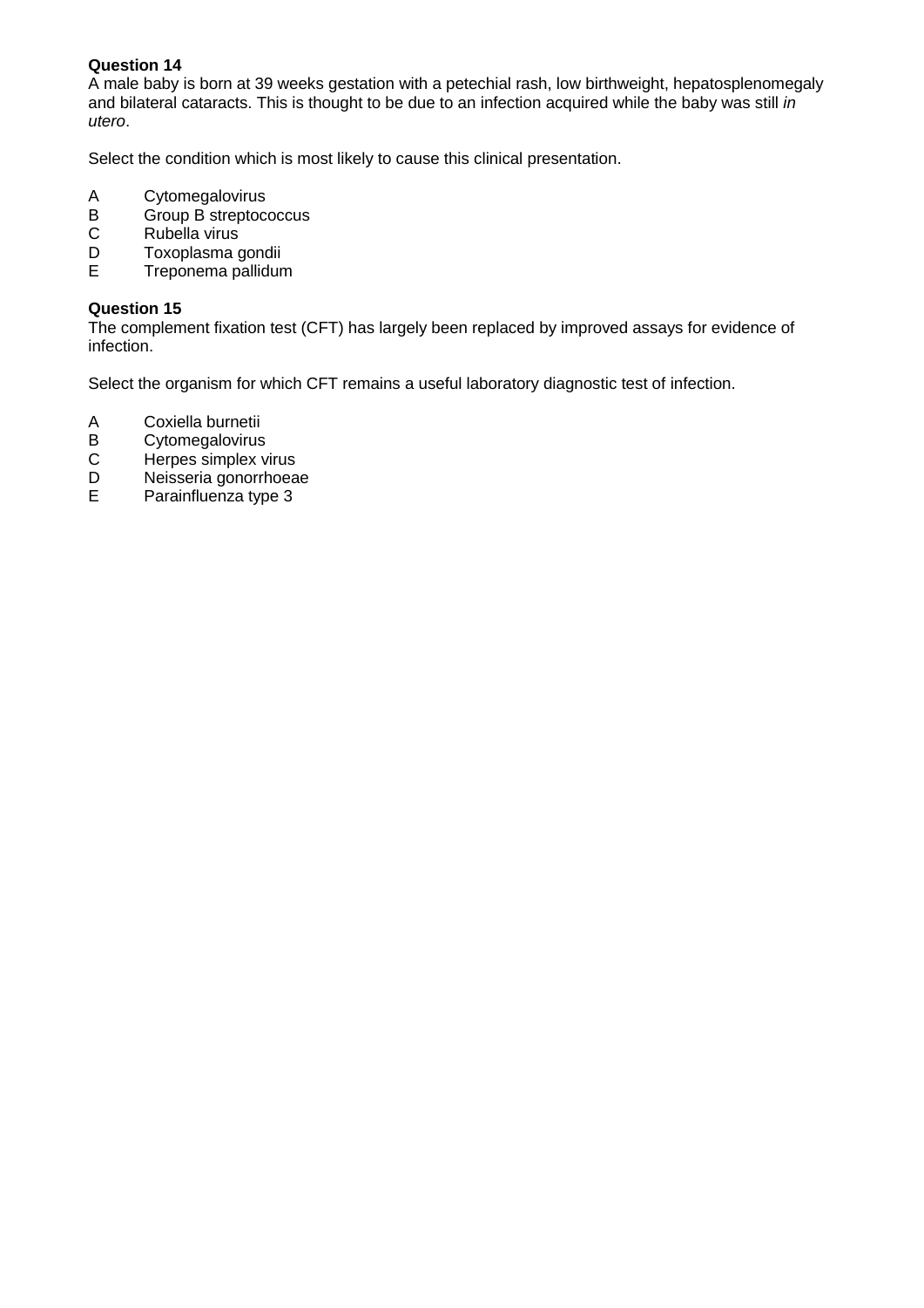**Question 14**
A male baby is born at 39 weeks gestation with a petechial rash, low birthweight, hepatosplenomegaly and bilateral cataracts. This is thought to be due to an infection acquired while the baby was still *in utero*.

Select the condition which is most likely to cause this clinical presentation.

A Cytomegalovirus
B Group B streptococcus
C Rubella virus
D Toxoplasma gondii
E Treponema pallidum

**Question 15**
The complement fixation test (CFT) has largely been replaced by improved assays for evidence of infection.

Select the organism for which CFT remains a useful laboratory diagnostic test of infection.

A Coxiella burnetii
B Cytomegalovirus
C Herpes simplex virus
D Neisseria gonorrhoeae
E Parainfluenza type 3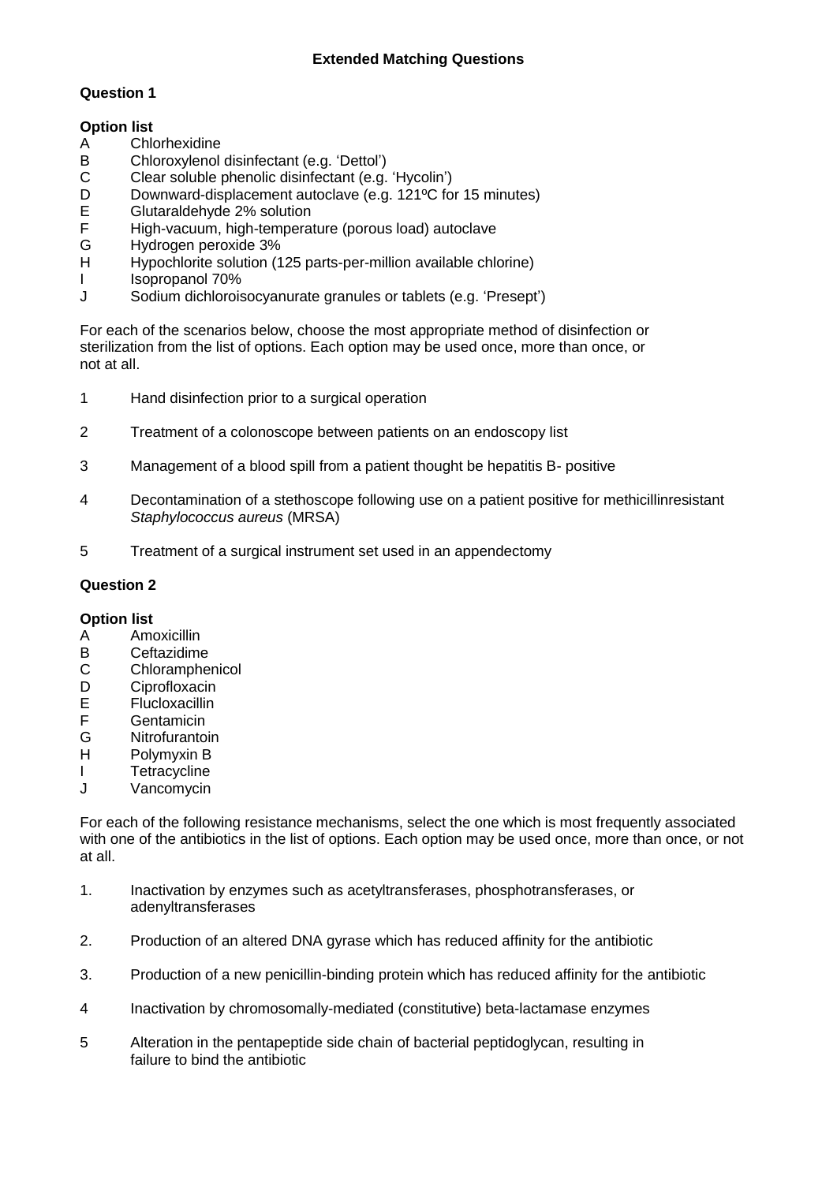## Extended Matching Questions

### Question 1

**Option list**

- A Chlorhexidine
- B Chloroxylenol disinfectant (e.g. 'Dettol')
- C Clear soluble phenolic disinfectant (e.g. 'Hycolin')
- D Downward-displacement autoclave (e.g. 121ºC for 15 minutes)
- E Glutaraldehyde 2% solution
- F High-vacuum, high-temperature (porous load) autoclave
- G Hydrogen peroxide 3%
- H Hypochlorite solution (125 parts-per-million available chlorine)
- I Isopropanol 70%
- J Sodium dichloroisocyanurate granules or tablets (e.g. 'Presept')

For each of the scenarios below, choose the most appropriate method of disinfection or sterilization from the list of options. Each option may be used once, more than once, or not at all.

1 Hand disinfection prior to a surgical operation

2 Treatment of a colonoscope between patients on an endoscopy list

3 Management of a blood spill from a patient thought be hepatitis B- positive

4 Decontamination of a stethoscope following use on a patient positive for methicillinresistant *Staphylococcus aureus* (MRSA)

5 Treatment of a surgical instrument set used in an appendectomy

### Question 2

**Option list**

- A Amoxicillin
- B Ceftazidime
- C Chloramphenicol
- D Ciprofloxacin
- E Flucloxacillin
- F Gentamicin
- G Nitrofurantoin
- H Polymyxin B
- I Tetracycline
- J Vancomycin

For each of the following resistance mechanisms, select the one which is most frequently associated with one of the antibiotics in the list of options. Each option may be used once, more than once, or not at all.

1. Inactivation by enzymes such as acetyltransferases, phosphotransferases, or adenyltransferases

2. Production of an altered DNA gyrase which has reduced affinity for the antibiotic

3. Production of a new penicillin-binding protein which has reduced affinity for the antibiotic

4 Inactivation by chromosomally-mediated (constitutive) beta-lactamase enzymes

5 Alteration in the pentapeptide side chain of bacterial peptidoglycan, resulting in failure to bind the antibiotic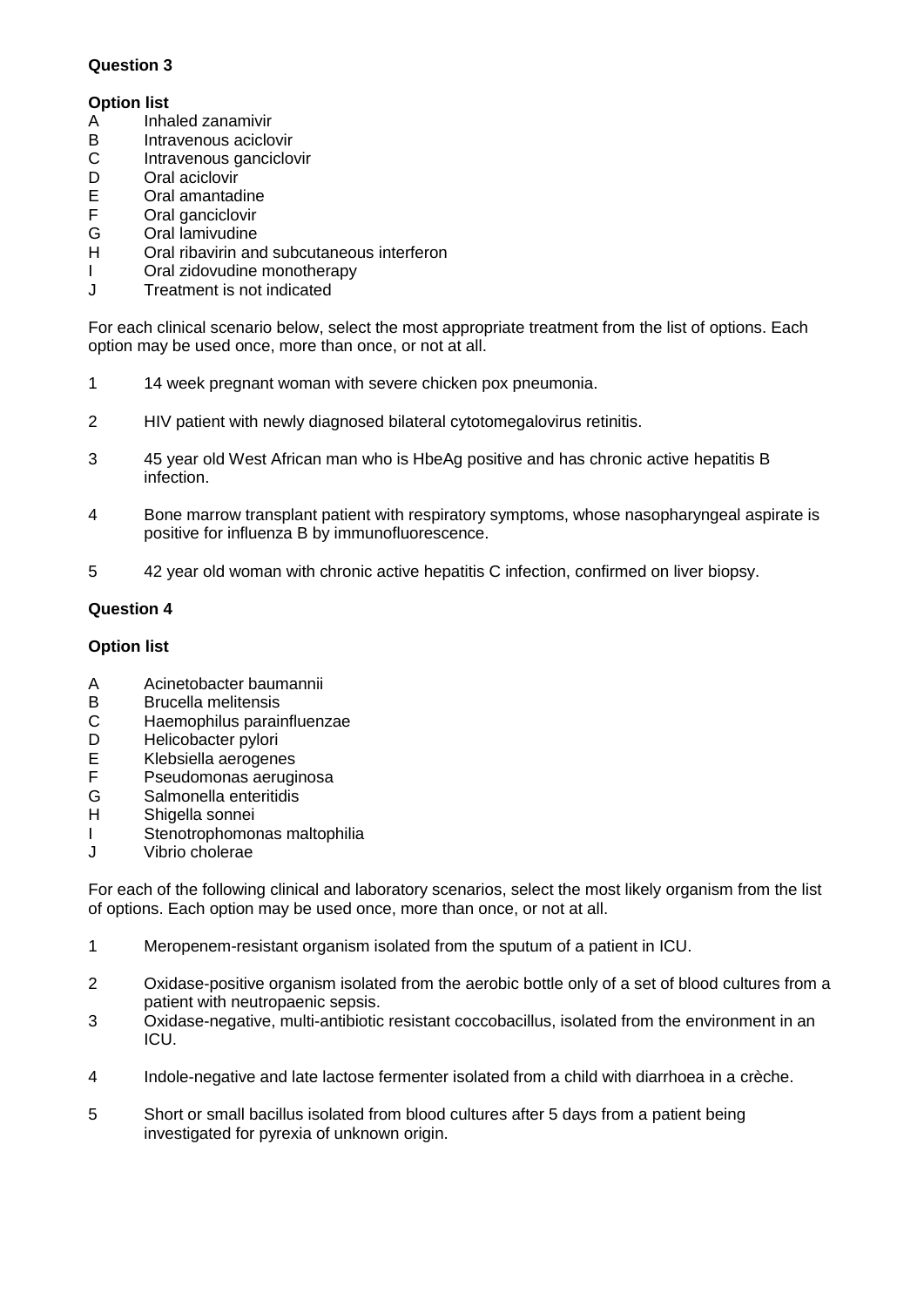**Question 3**

**Option list**

A Inhaled zanamivir
B Intravenous aciclovir
C Intravenous ganciclovir
D Oral aciclovir
E Oral amantadine
F Oral ganciclovir
G Oral lamivudine
H Oral ribavirin and subcutaneous interferon
I Oral zidovudine monotherapy
J Treatment is not indicated

For each clinical scenario below, select the most appropriate treatment from the list of options. Each option may be used once, more than once, or not at all.

1 14 week pregnant woman with severe chicken pox pneumonia.

2 HIV patient with newly diagnosed bilateral cytotomegalovirus retinitis.

3 45 year old West African man who is HbeAg positive and has chronic active hepatitis B infection.

4 Bone marrow transplant patient with respiratory symptoms, whose nasopharyngeal aspirate is positive for influenza B by immunofluorescence.

5 42 year old woman with chronic active hepatitis C infection, confirmed on liver biopsy.

**Question 4**

**Option list**

A Acinetobacter baumannii
B Brucella melitensis
C Haemophilus parainfluenzae
D Helicobacter pylori
E Klebsiella aerogenes
F Pseudomonas aeruginosa
G Salmonella enteritidis
H Shigella sonnei
I Stenotrophomonas maltophilia
J Vibrio cholerae

For each of the following clinical and laboratory scenarios, select the most likely organism from the list of options. Each option may be used once, more than once, or not at all.

1 Meropenem-resistant organism isolated from the sputum of a patient in ICU.

2 Oxidase-positive organism isolated from the aerobic bottle only of a set of blood cultures from a patient with neutropaenic sepsis.

3 Oxidase-negative, multi-antibiotic resistant coccobacillus, isolated from the environment in an ICU.

4 Indole-negative and late lactose fermenter isolated from a child with diarrhoea in a crèche.

5 Short or small bacillus isolated from blood cultures after 5 days from a patient being investigated for pyrexia of unknown origin.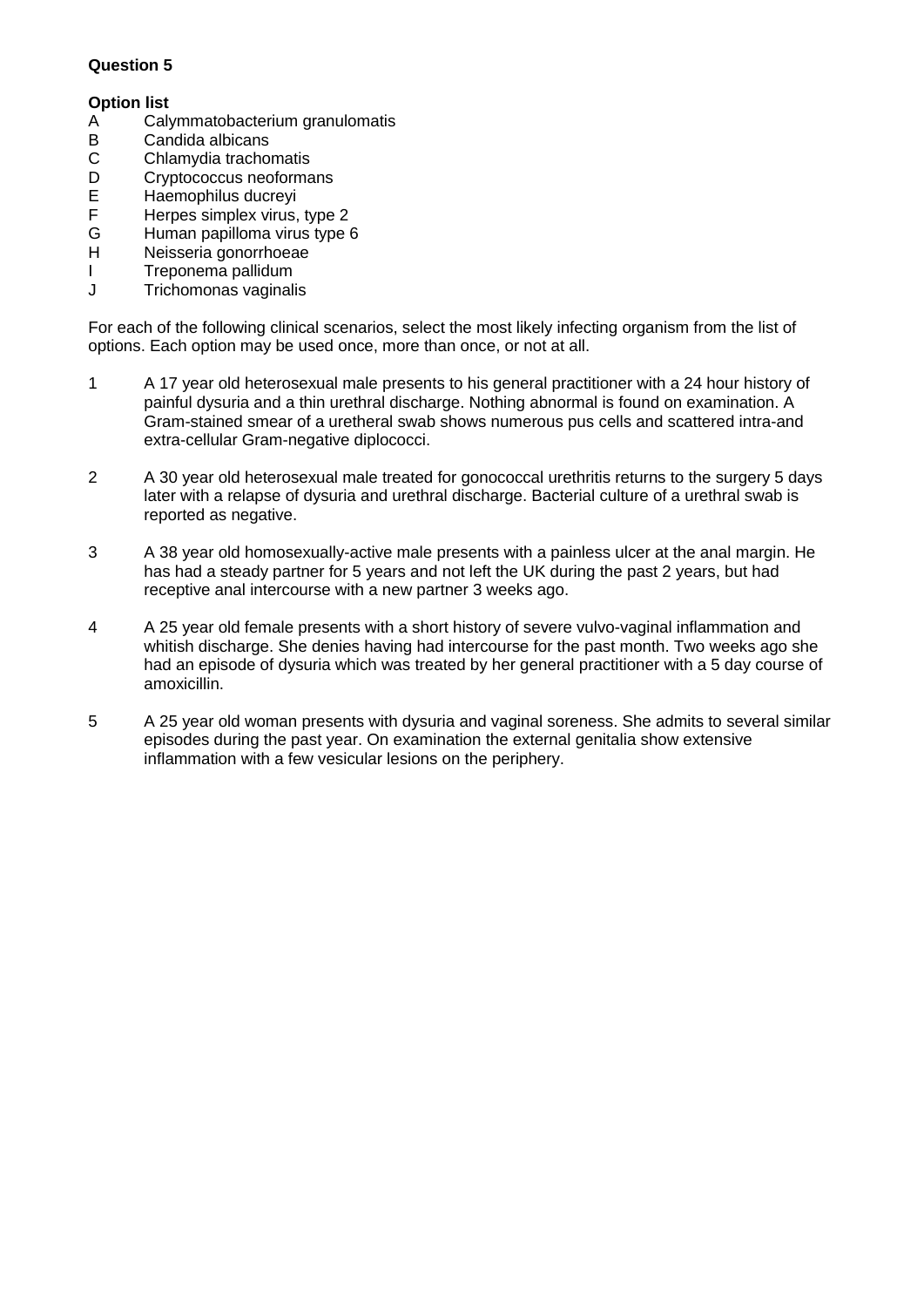**Question 5**

**Option list**

A Calymmatobacterium granulomatis
B Candida albicans
C Chlamydia trachomatis
D Cryptococcus neoformans
E Haemophilus ducreyi
F Herpes simplex virus, type 2
G Human papilloma virus type 6
H Neisseria gonorrhoeae
I Treponema pallidum
J Trichomonas vaginalis

For each of the following clinical scenarios, select the most likely infecting organism from the list of options. Each option may be used once, more than once, or not at all.

1 A 17 year old heterosexual male presents to his general practitioner with a 24 hour history of painful dysuria and a thin urethral discharge. Nothing abnormal is found on examination. A Gram-stained smear of a uretheral swab shows numerous pus cells and scattered intra-and extra-cellular Gram-negative diplococci.

2 A 30 year old heterosexual male treated for gonococcal urethritis returns to the surgery 5 days later with a relapse of dysuria and urethral discharge. Bacterial culture of a urethral swab is reported as negative.

3 A 38 year old homosexually-active male presents with a painless ulcer at the anal margin. He has had a steady partner for 5 years and not left the UK during the past 2 years, but had receptive anal intercourse with a new partner 3 weeks ago.

4 A 25 year old female presents with a short history of severe vulvo-vaginal inflammation and whitish discharge. She denies having had intercourse for the past month. Two weeks ago she had an episode of dysuria which was treated by her general practitioner with a 5 day course of amoxicillin.

5 A 25 year old woman presents with dysuria and vaginal soreness. She admits to several similar episodes during the past year. On examination the external genitalia show extensive inflammation with a few vesicular lesions on the periphery.